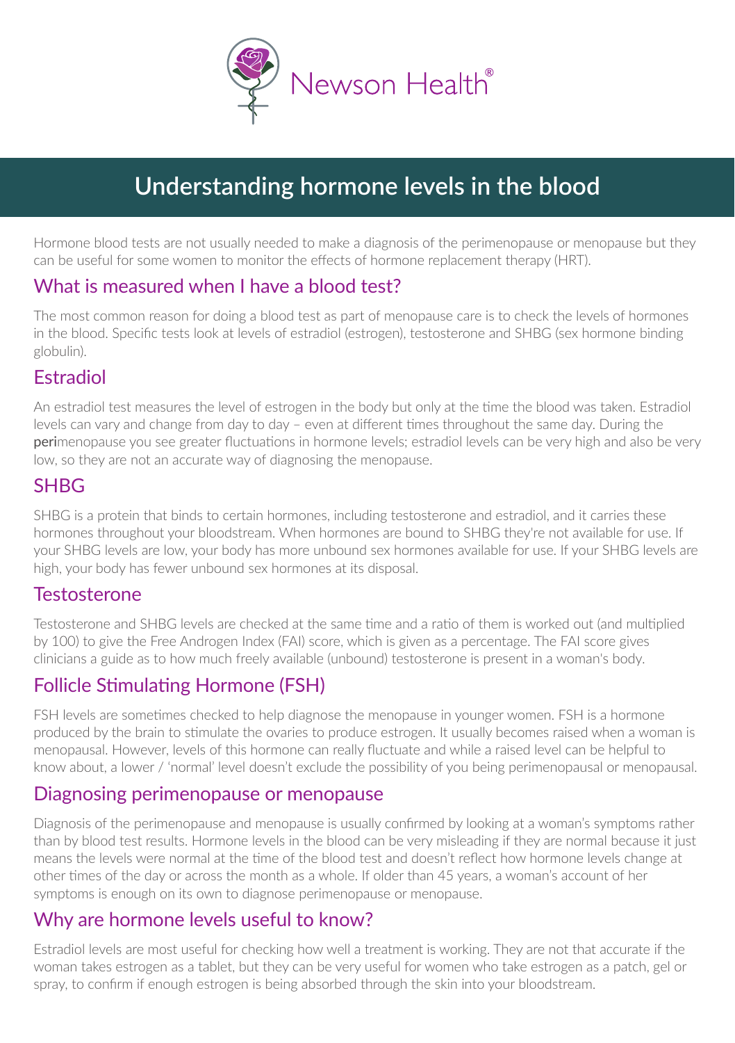Newson Health®

# Understanding hormone levels in the blood

Hormone blood tests are not usually needed to make a diagnosis of the perimenopause or menopause but they can be useful for some women to monitor the effects of hormone replacement therapy (HRT).

## What is measured when I have a blood test?

The most common reason for doing a blood test as part of menopause care is to check the levels of hormones in the blood. Specific tests look at levels of estradiol (estrogen), testosterone and SHBG (sex hormone binding globulin).

## Estradiol

An estradiol test measures the level of estrogen in the body but only at the time the blood was taken. Estradiol levels can vary and change from day to day – even at different times throughout the same day. During the **peri**menopause you see greater fluctuations in hormone levels; estradiol levels can be very high and also be very low, so they are not an accurate way of diagnosing the menopause.

## SHBG

SHBG is a protein that binds to certain hormones, including testosterone and estradiol, and it carries these hormones throughout your bloodstream. When hormones are bound to SHBG they're not available for use. If your SHBG levels are low, your body has more unbound sex hormones available for use. If your SHBG levels are high, your body has fewer unbound sex hormones at its disposal.

## Testosterone

Testosterone and SHBG levels are checked at the same time and a ratio of them is worked out (and multiplied by 100) to give the Free Androgen Index (FAI) score, which is given as a percentage. The FAI score gives clinicians a guide as to how much freely available (unbound) testosterone is present in a woman's body.

## Follicle Stimulating Hormone (FSH)

FSH levels are sometimes checked to help diagnose the menopause in younger women. FSH is a hormone produced by the brain to stimulate the ovaries to produce estrogen. It usually becomes raised when a woman is menopausal. However, levels of this hormone can really fluctuate and while a raised level can be helpful to know about, a lower / 'normal' level doesn't exclude the possibility of you being perimenopausal or menopausal.

## Diagnosing perimenopause or menopause

Diagnosis of the perimenopause and menopause is usually confirmed by looking at a woman's symptoms rather than by blood test results. Hormone levels in the blood can be very misleading if they are normal because it just means the levels were normal at the time of the blood test and doesn't reflect how hormone levels change at other times of the day or across the month as a whole. If older than 45 years, a woman's account of her symptoms is enough on its own to diagnose perimenopause or menopause.

## Why are hormone levels useful to know?

Estradiol levels are most useful for checking how well a treatment is working. They are not that accurate if the woman takes estrogen as a tablet, but they can be very useful for women who take estrogen as a patch, gel or spray, to confirm if enough estrogen is being absorbed through the skin into your bloodstream.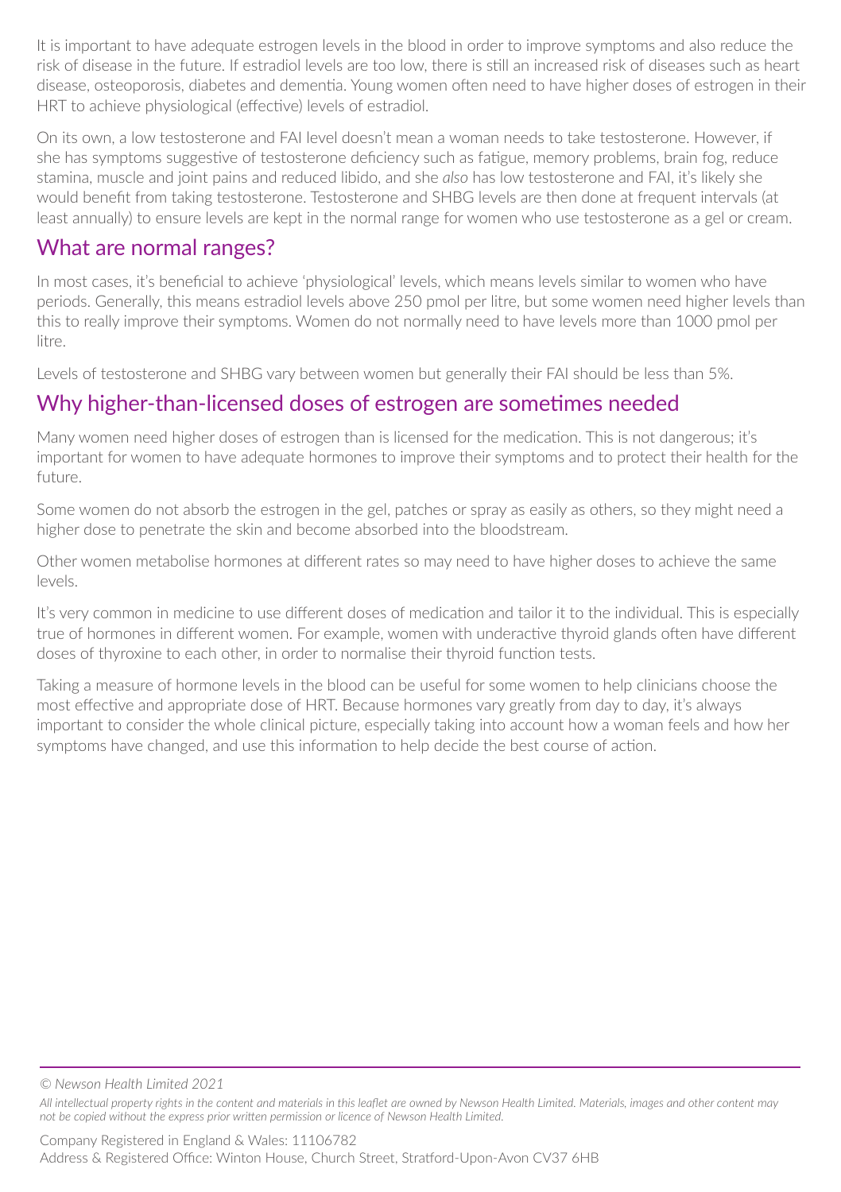It is important to have adequate estrogen levels in the blood in order to improve symptoms and also reduce the risk of disease in the future. If estradiol levels are too low, there is still an increased risk of diseases such as heart disease, osteoporosis, diabetes and dementia. Young women often need to have higher doses of estrogen in their HRT to achieve physiological (effective) levels of estradiol.

On its own, a low testosterone and FAI level doesn't mean a woman needs to take testosterone. However, if she has symptoms suggestive of testosterone deficiency such as fatigue, memory problems, brain fog, reduce stamina, muscle and joint pains and reduced libido, and she *also* has low testosterone and FAI, it's likely she would benefit from taking testosterone. Testosterone and SHBG levels are then done at frequent intervals (at least annually) to ensure levels are kept in the normal range for women who use testosterone as a gel or cream.

## What are normal ranges?

In most cases, it's beneficial to achieve 'physiological' levels, which means levels similar to women who have periods. Generally, this means estradiol levels above 250 pmol per litre, but some women need higher levels than this to really improve their symptoms. Women do not normally need to have levels more than 1000 pmol per litre.

Levels of testosterone and SHBG vary between women but generally their FAI should be less than 5%.

## Why higher-than-licensed doses of estrogen are sometimes needed

Many women need higher doses of estrogen than is licensed for the medication. This is not dangerous; it's important for women to have adequate hormones to improve their symptoms and to protect their health for the future.

Some women do not absorb the estrogen in the gel, patches or spray as easily as others, so they might need a higher dose to penetrate the skin and become absorbed into the bloodstream.

Other women metabolise hormones at different rates so may need to have higher doses to achieve the same levels.

It's very common in medicine to use different doses of medication and tailor it to the individual. This is especially true of hormones in different women. For example, women with underactive thyroid glands often have different doses of thyroxine to each other, in order to normalise their thyroid function tests.

Taking a measure of hormone levels in the blood can be useful for some women to help clinicians choose the most effective and appropriate dose of HRT. Because hormones vary greatly from day to day, it's always important to consider the whole clinical picture, especially taking into account how a woman feels and how her symptoms have changed, and use this information to help decide the best course of action.

---

*© Newson Health Limited 2021*

*All intellectual property rights in the content and materials in this leaflet are owned by Newson Health Limited. Materials, images and other content may not be copied without the express prior written permission or licence of Newson Health Limited.*

Company Registered in England & Wales: 11106782
Address & Registered Office: Winton House, Church Street, Stratford-Upon-Avon CV37 6HB